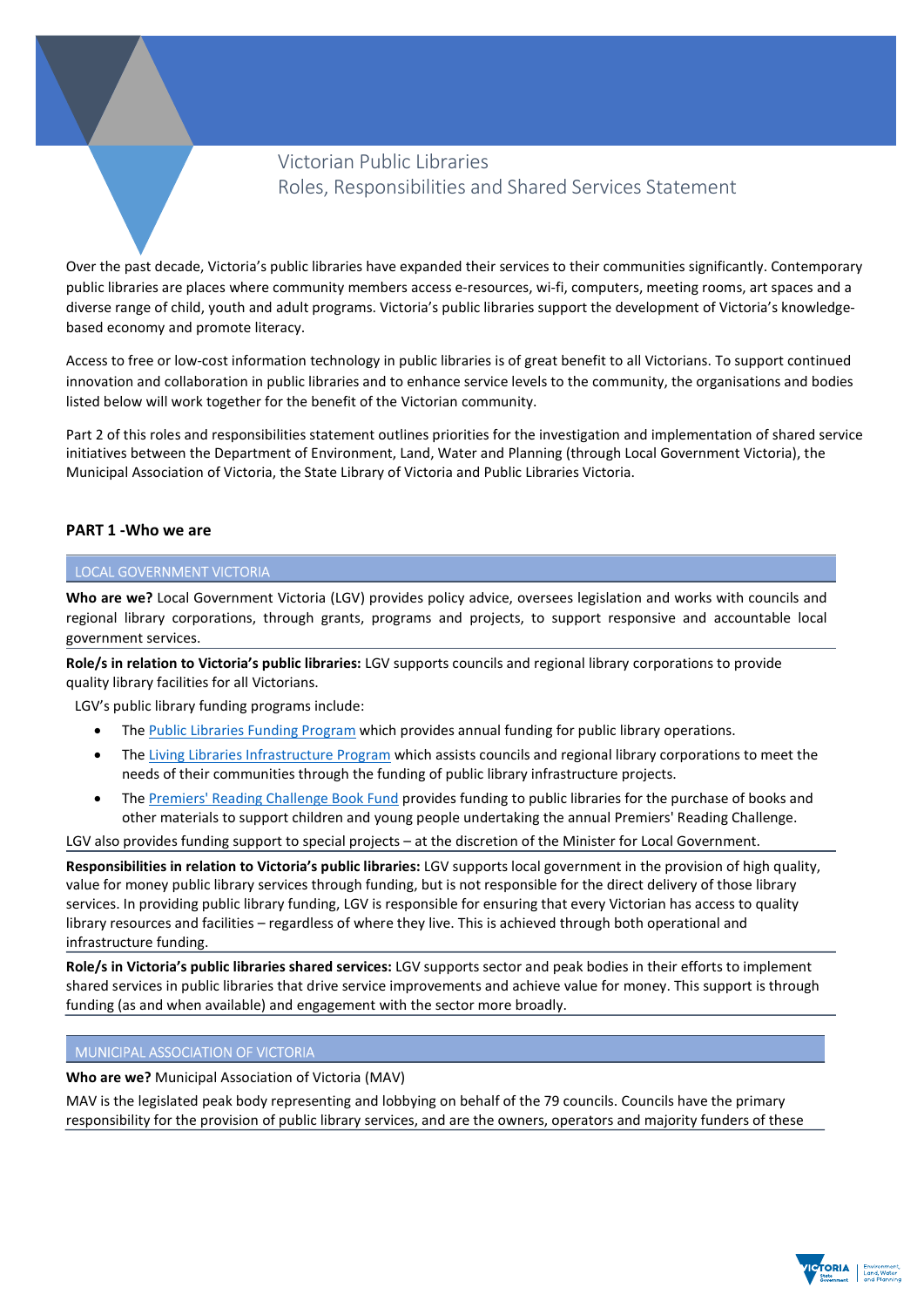# Victorian Public Libraries
## Roles, Responsibilities and Shared Services Statement

Over the past decade, Victoria's public libraries have expanded their services to their communities significantly. Contemporary public libraries are places where community members access e-resources, wi-fi, computers, meeting rooms, art spaces and a diverse range of child, youth and adult programs. Victoria's public libraries support the development of Victoria's knowledge-based economy and promote literacy.

Access to free or low-cost information technology in public libraries is of great benefit to all Victorians. To support continued innovation and collaboration in public libraries and to enhance service levels to the community, the organisations and bodies listed below will work together for the benefit of the Victorian community.

Part 2 of this roles and responsibilities statement outlines priorities for the investigation and implementation of shared service initiatives between the Department of Environment, Land, Water and Planning (through Local Government Victoria), the Municipal Association of Victoria, the State Library of Victoria and Public Libraries Victoria.

## PART 1 -Who we are

### LOCAL GOVERNMENT VICTORIA

**Who are we?** Local Government Victoria (LGV) provides policy advice, oversees legislation and works with councils and regional library corporations, through grants, programs and projects, to support responsive and accountable local government services.

**Role/s in relation to Victoria's public libraries:** LGV supports councils and regional library corporations to provide quality library facilities for all Victorians.

LGV's public library funding programs include:

- The Public Libraries Funding Program which provides annual funding for public library operations.
- The Living Libraries Infrastructure Program which assists councils and regional library corporations to meet the needs of their communities through the funding of public library infrastructure projects.
- The Premiers' Reading Challenge Book Fund provides funding to public libraries for the purchase of books and other materials to support children and young people undertaking the annual Premiers' Reading Challenge.

LGV also provides funding support to special projects – at the discretion of the Minister for Local Government.

**Responsibilities in relation to Victoria's public libraries:** LGV supports local government in the provision of high quality, value for money public library services through funding, but is not responsible for the direct delivery of those library services. In providing public library funding, LGV is responsible for ensuring that every Victorian has access to quality library resources and facilities – regardless of where they live. This is achieved through both operational and infrastructure funding.

**Role/s in Victoria's public libraries shared services:** LGV supports sector and peak bodies in their efforts to implement shared services in public libraries that drive service improvements and achieve value for money. This support is through funding (as and when available) and engagement with the sector more broadly.

### MUNICIPAL ASSOCIATION OF VICTORIA

**Who are we?** Municipal Association of Victoria (MAV)

MAV is the legislated peak body representing and lobbying on behalf of the 79 councils. Councils have the primary responsibility for the provision of public library services, and are the owners, operators and majority funders of these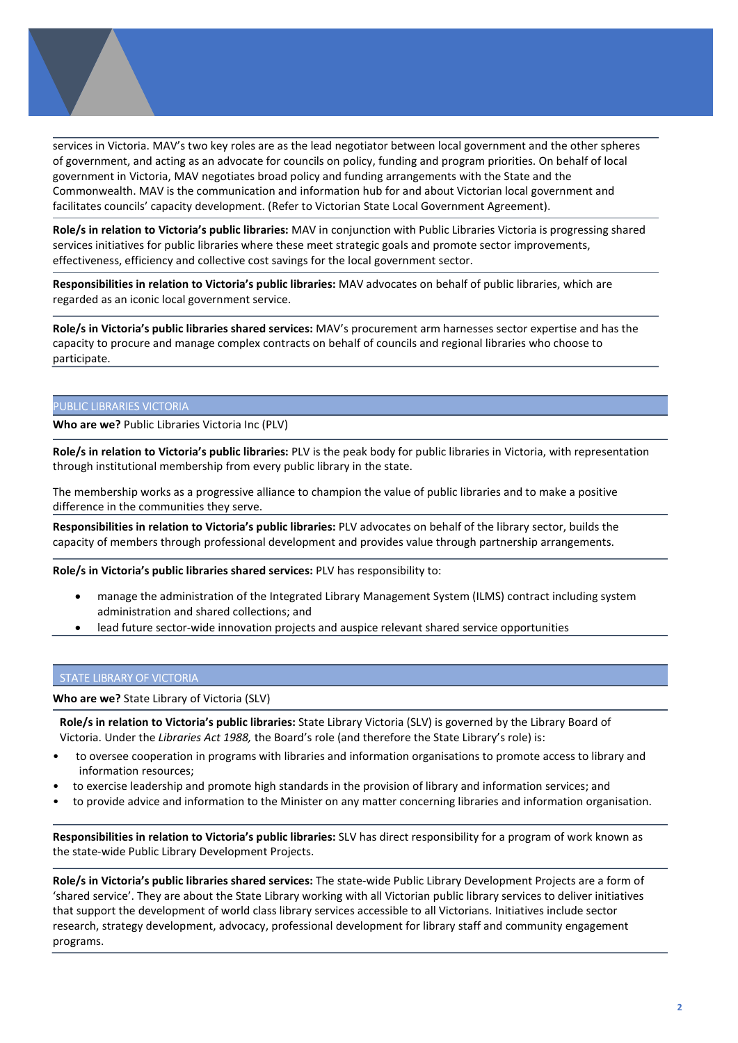services in Victoria. MAV's two key roles are as the lead negotiator between local government and the other spheres of government, and acting as an advocate for councils on policy, funding and program priorities. On behalf of local government in Victoria, MAV negotiates broad policy and funding arrangements with the State and the Commonwealth. MAV is the communication and information hub for and about Victorian local government and facilitates councils' capacity development. (Refer to Victorian State Local Government Agreement).

**Role/s in relation to Victoria's public libraries:** MAV in conjunction with Public Libraries Victoria is progressing shared services initiatives for public libraries where these meet strategic goals and promote sector improvements, effectiveness, efficiency and collective cost savings for the local government sector.

**Responsibilities in relation to Victoria's public libraries:** MAV advocates on behalf of public libraries, which are regarded as an iconic local government service.

**Role/s in Victoria's public libraries shared services:** MAV's procurement arm harnesses sector expertise and has the capacity to procure and manage complex contracts on behalf of councils and regional libraries who choose to participate.

## PUBLIC LIBRARIES VICTORIA

**Who are we?** Public Libraries Victoria Inc (PLV)

**Role/s in relation to Victoria's public libraries:** PLV is the peak body for public libraries in Victoria, with representation through institutional membership from every public library in the state.

The membership works as a progressive alliance to champion the value of public libraries and to make a positive difference in the communities they serve.

**Responsibilities in relation to Victoria's public libraries:** PLV advocates on behalf of the library sector, builds the capacity of members through professional development and provides value through partnership arrangements.

**Role/s in Victoria's public libraries shared services:** PLV has responsibility to:

- manage the administration of the Integrated Library Management System (ILMS) contract including system administration and shared collections; and
- lead future sector-wide innovation projects and auspice relevant shared service opportunities

## STATE LIBRARY OF VICTORIA

**Who are we?** State Library of Victoria (SLV)

**Role/s in relation to Victoria's public libraries:** State Library Victoria (SLV) is governed by the Library Board of Victoria. Under the *Libraries Act 1988,* the Board's role (and therefore the State Library's role) is:

- to oversee cooperation in programs with libraries and information organisations to promote access to library and information resources;
- to exercise leadership and promote high standards in the provision of library and information services; and
- to provide advice and information to the Minister on any matter concerning libraries and information organisation.

**Responsibilities in relation to Victoria's public libraries:** SLV has direct responsibility for a program of work known as the state-wide Public Library Development Projects.

**Role/s in Victoria's public libraries shared services:** The state-wide Public Library Development Projects are a form of 'shared service'. They are about the State Library working with all Victorian public library services to deliver initiatives that support the development of world class library services accessible to all Victorians. Initiatives include sector research, strategy development, advocacy, professional development for library staff and community engagement programs.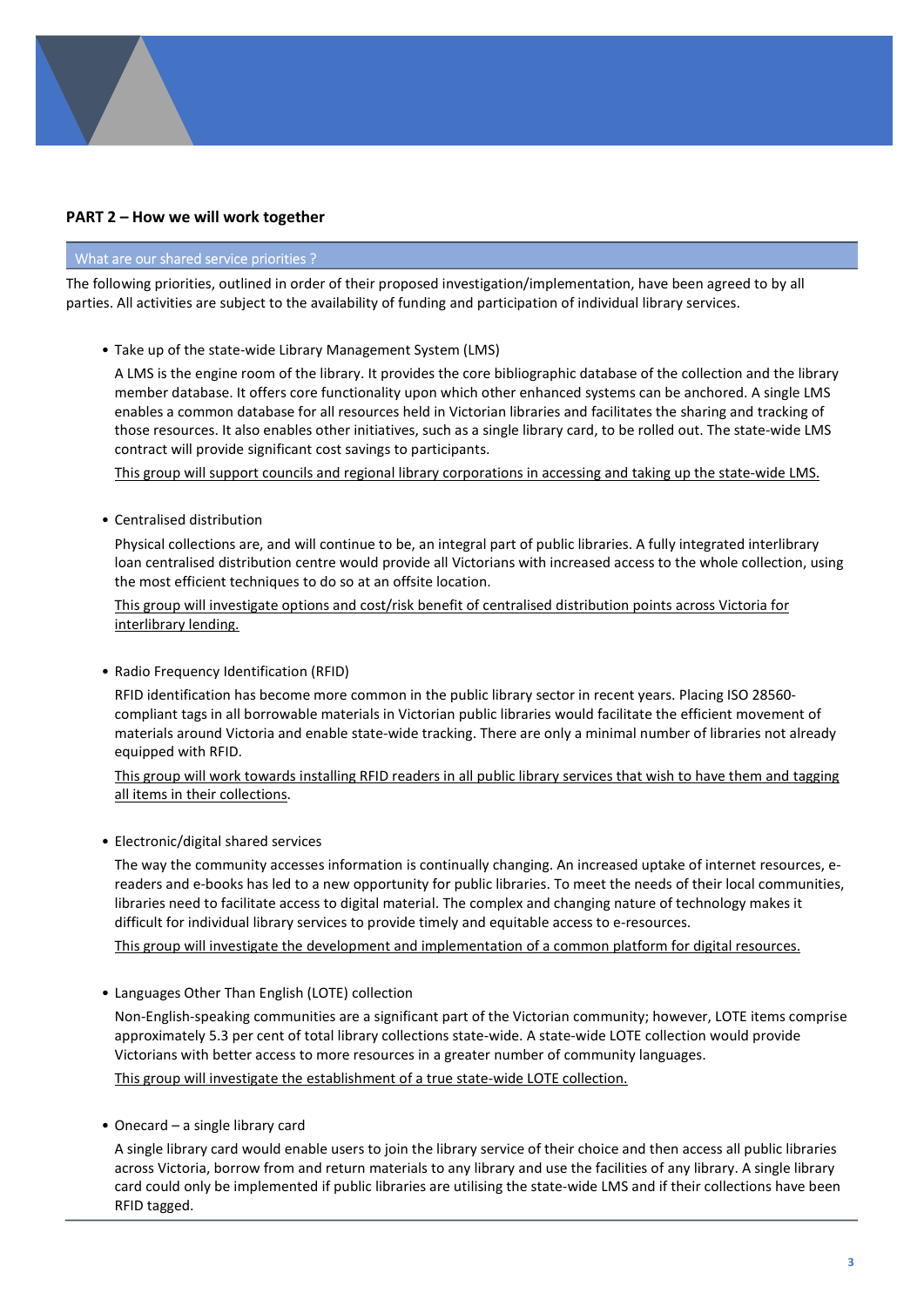## PART 2 – How we will work together

### What are our shared service priorities ?

The following priorities, outlined in order of their proposed investigation/implementation, have been agreed to by all parties. All activities are subject to the availability of funding and participation of individual library services.

- Take up of the state-wide Library Management System (LMS)

  A LMS is the engine room of the library. It provides the core bibliographic database of the collection and the library member database. It offers core functionality upon which other enhanced systems can be anchored. A single LMS enables a common database for all resources held in Victorian libraries and facilitates the sharing and tracking of those resources. It also enables other initiatives, such as a single library card, to be rolled out. The state-wide LMS contract will provide significant cost savings to participants.

  <u>This group will support councils and regional library corporations in accessing and taking up the state-wide LMS.</u>

- Centralised distribution

  Physical collections are, and will continue to be, an integral part of public libraries. A fully integrated interlibrary loan centralised distribution centre would provide all Victorians with increased access to the whole collection, using the most efficient techniques to do so at an offsite location.

  <u>This group will investigate options and cost/risk benefit of centralised distribution points across Victoria for interlibrary lending.</u>

- Radio Frequency Identification (RFID)

  RFID identification has become more common in the public library sector in recent years. Placing ISO 28560-compliant tags in all borrowable materials in Victorian public libraries would facilitate the efficient movement of materials around Victoria and enable state-wide tracking. There are only a minimal number of libraries not already equipped with RFID.

  <u>This group will work towards installing RFID readers in all public library services that wish to have them and tagging all items in their collections</u>.

- Electronic/digital shared services

  The way the community accesses information is continually changing. An increased uptake of internet resources, e-readers and e-books has led to a new opportunity for public libraries. To meet the needs of their local communities, libraries need to facilitate access to digital material. The complex and changing nature of technology makes it difficult for individual library services to provide timely and equitable access to e-resources.

  <u>This group will investigate the development and implementation of a common platform for digital resources.</u>

- Languages Other Than English (LOTE) collection

  Non-English-speaking communities are a significant part of the Victorian community; however, LOTE items comprise approximately 5.3 per cent of total library collections state-wide. A state-wide LOTE collection would provide Victorians with better access to more resources in a greater number of community languages.

  <u>This group will investigate the establishment of a true state-wide LOTE collection.</u>

- Onecard – a single library card

  A single library card would enable users to join the library service of their choice and then access all public libraries across Victoria, borrow from and return materials to any library and use the facilities of any library. A single library card could only be implemented if public libraries are utilising the state-wide LMS and if their collections have been RFID tagged.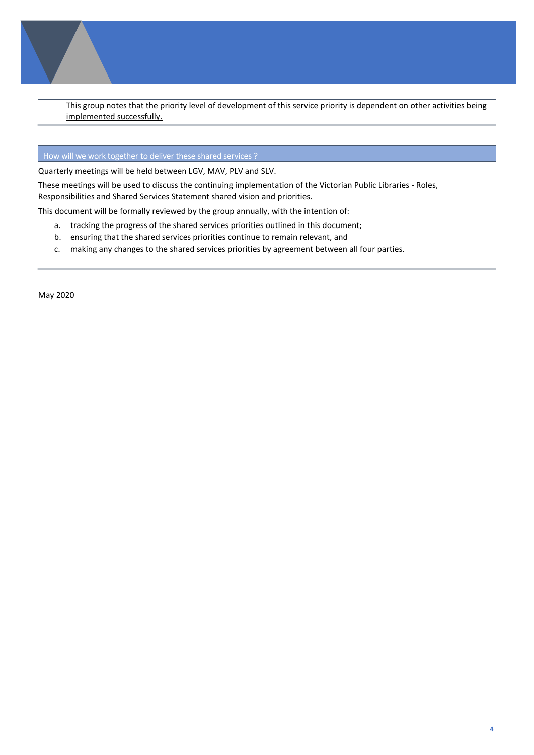This group notes that the priority level of development of this service priority is dependent on other activities being implemented successfully.

## How will we work together to deliver these shared services ?

Quarterly meetings will be held between LGV, MAV, PLV and SLV.

These meetings will be used to discuss the continuing implementation of the Victorian Public Libraries - Roles, Responsibilities and Shared Services Statement shared vision and priorities.

This document will be formally reviewed by the group annually, with the intention of:

a. tracking the progress of the shared services priorities outlined in this document;
b. ensuring that the shared services priorities continue to remain relevant, and
c. making any changes to the shared services priorities by agreement between all four parties.

May 2020